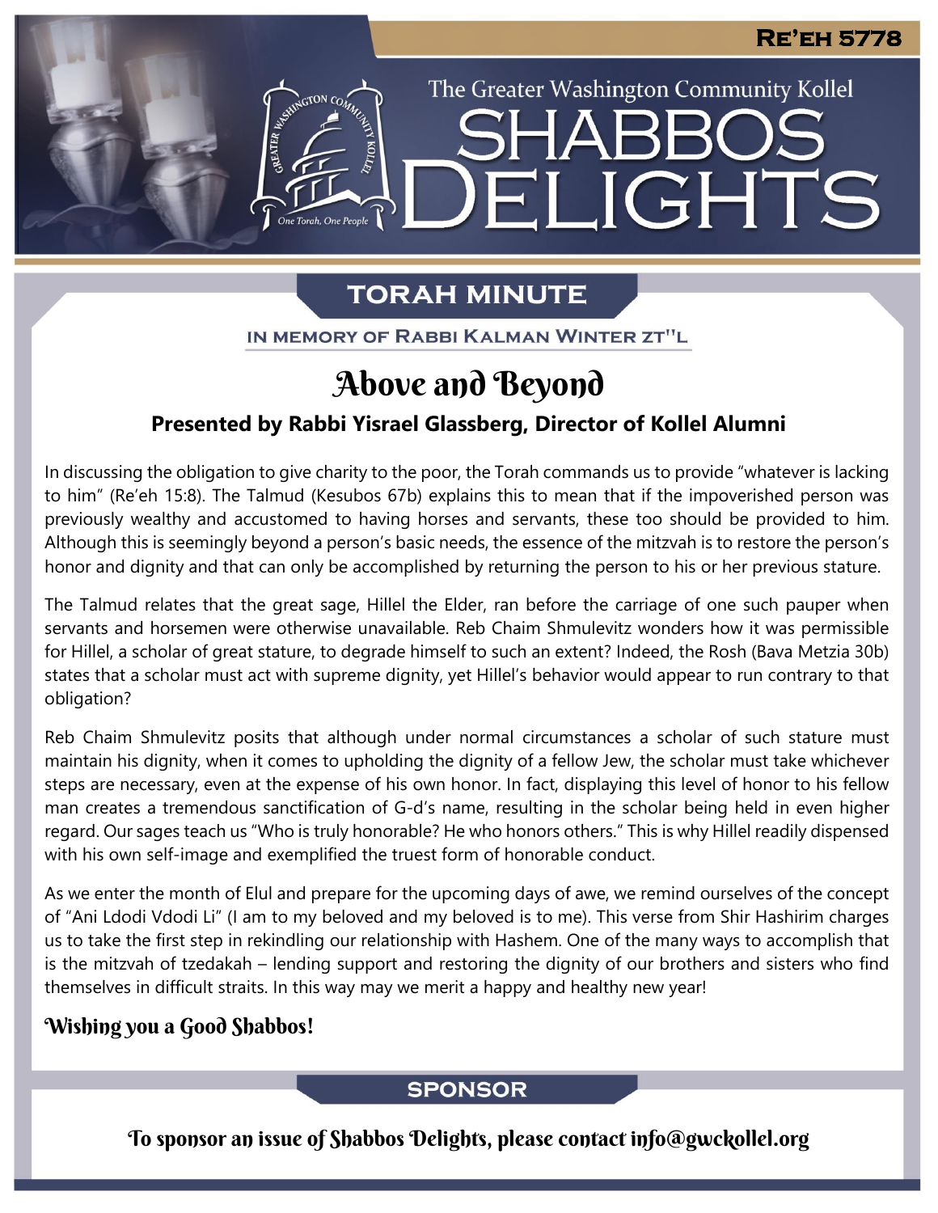RE'EH 5778

The Greater Washington Community Kollel

# SHABBOS DELIGHTS

## TORAH MINUTE

IN MEMORY OF RABBI KALMAN WINTER ZT"L

# Above and Beyond

### Presented by Rabbi Yisrael Glassberg, Director of Kollel Alumni

In discussing the obligation to give charity to the poor, the Torah commands us to provide "whatever is lacking to him" (Re'eh 15:8). The Talmud (Kesubos 67b) explains this to mean that if the impoverished person was previously wealthy and accustomed to having horses and servants, these too should be provided to him. Although this is seemingly beyond a person's basic needs, the essence of the mitzvah is to restore the person's honor and dignity and that can only be accomplished by returning the person to his or her previous stature.

The Talmud relates that the great sage, Hillel the Elder, ran before the carriage of one such pauper when servants and horsemen were otherwise unavailable. Reb Chaim Shmulevitz wonders how it was permissible for Hillel, a scholar of great stature, to degrade himself to such an extent? Indeed, the Rosh (Bava Metzia 30b) states that a scholar must act with supreme dignity, yet Hillel's behavior would appear to run contrary to that obligation?

Reb Chaim Shmulevitz posits that although under normal circumstances a scholar of such stature must maintain his dignity, when it comes to upholding the dignity of a fellow Jew, the scholar must take whichever steps are necessary, even at the expense of his own honor. In fact, displaying this level of honor to his fellow man creates a tremendous sanctification of G-d's name, resulting in the scholar being held in even higher regard. Our sages teach us "Who is truly honorable? He who honors others." This is why Hillel readily dispensed with his own self-image and exemplified the truest form of honorable conduct.

As we enter the month of Elul and prepare for the upcoming days of awe, we remind ourselves of the concept of "Ani Ldodi Vdodi Li" (I am to my beloved and my beloved is to me). This verse from Shir Hashirim charges us to take the first step in rekindling our relationship with Hashem. One of the many ways to accomplish that is the mitzvah of tzedakah – lending support and restoring the dignity of our brothers and sisters who find themselves in difficult straits. In this way may we merit a happy and healthy new year!

**Wishing you a Good Shabbos!**

## SPONSOR

To sponsor an issue of Shabbos Delights, please contact info@gwckollel.org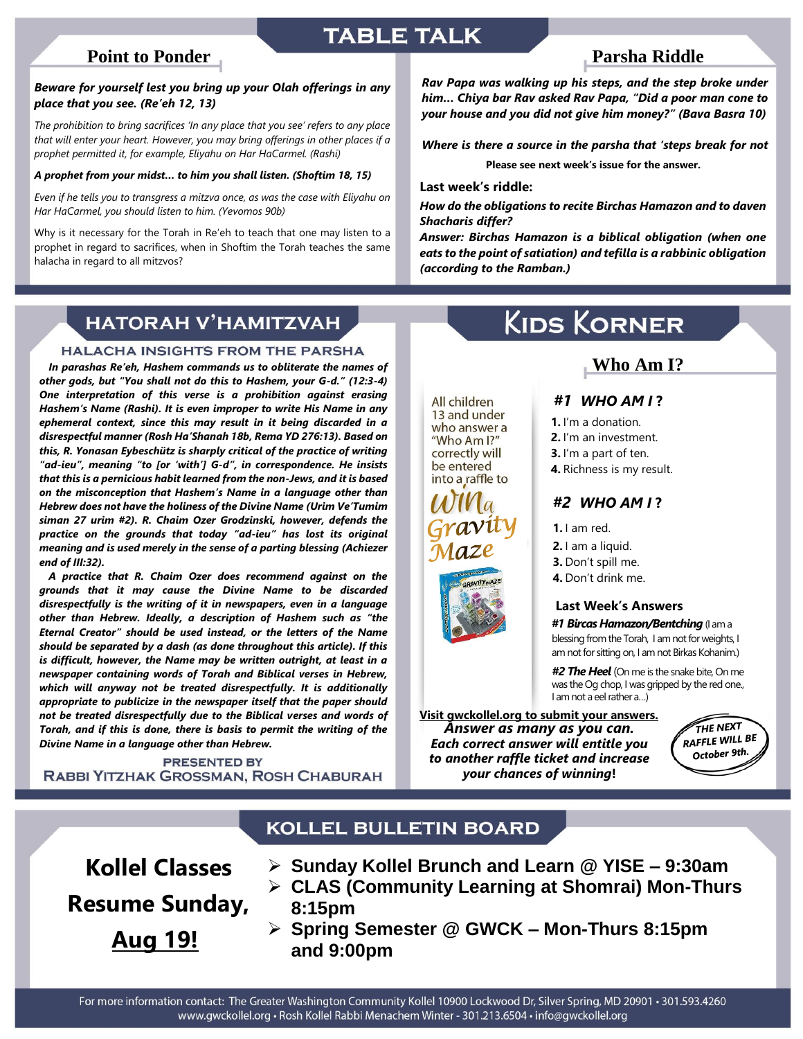# TABLE TALK

## Point to Ponder

***Beware for yourself lest you bring up your Olah offerings in any place that you see. (Re'eh 12, 13)***

*The prohibition to bring sacrifices 'In any place that you see' refers to any place that will enter your heart. However, you may bring offerings in other places if a prophet permitted it, for example, Eliyahu on Har HaCarmel. (Rashi)*

***A prophet from your midst... to him you shall listen. (Shoftim 18, 15)***

*Even if he tells you to transgress a mitzva once, as was the case with Eliyahu on Har HaCarmel, you should listen to him. (Yevomos 90b)*

Why is it necessary for the Torah in Re'eh to teach that one may listen to a prophet in regard to sacrifices, when in Shoftim the Torah teaches the same halacha in regard to all mitzvos?

## Parsha Riddle

***Rav Papa was walking up his steps, and the step broke under him... Chiya bar Rav asked Rav Papa, "Did a poor man cone to your house and you did not give him money?" (Bava Basra 10)***

***Where is there a source in the parsha that 'steps break for not***

**Please see next week's issue for the answer.**

**Last week's riddle:**

***How do the obligations to recite Birchas Hamazon and to daven Shacharis differ?***

***Answer: Birchas Hamazon is a biblical obligation (when one eats to the point of satiation) and tefilla is a rabbinic obligation (according to the Ramban.)***

# HATORAH V'HAMITZVAH

## HALACHA INSIGHTS FROM THE PARSHA

***In parashas Re'eh, Hashem commands us to obliterate the names of other gods, but "You shall not do this to Hashem, your G-d." (12:3-4) One interpretation of this verse is a prohibition against erasing Hashem's Name (Rashi). It is even improper to write His Name in any ephemeral context, since this may result in it being discarded in a disrespectful manner (Rosh Ha'Shanah 18b, Rema YD 276:13). Based on this, R. Yonasan Eybeschütz is sharply critical of the practice of writing "ad-ieu", meaning "to [or 'with'] G-d", in correspondence. He insists that this is a pernicious habit learned from the non-Jews, and it is based on the misconception that Hashem's Name in a language other than Hebrew does not have the holiness of the Divine Name (Urim Ve'Tumim siman 27 urim #2). R. Chaim Ozer Grodzinski, however, defends the practice on the grounds that today "ad-ieu" has lost its original meaning and is used merely in the sense of a parting blessing (Achiezer end of III:32).***

***A practice that R. Chaim Ozer does recommend against on the grounds that it may cause the Divine Name to be discarded disrespectfully is the writing of it in newspapers, even in a language other than Hebrew. Ideally, a description of Hashem such as "the Eternal Creator" should be used instead, or the letters of the Name should be separated by a dash (as done throughout this article). If this is difficult, however, the Name may be written outright, at least in a newspaper containing words of Torah and Biblical verses in Hebrew, which will anyway not be treated disrespectfully. It is additionally appropriate to publicize in the newspaper itself that the paper should not be treated disrespectfully due to the Biblical verses and words of Torah, and if this is done, there is basis to permit the writing of the Divine Name in a language other than Hebrew.***

PRESENTED BY
RABBI YITZHAK GROSSMAN, ROSH CHABURAH

# KIDS KORNER

## Who Am I?

All children 13 and under who answer a "Who Am I?" correctly will be entered into a raffle to Win a Gravity Maze

### #1 WHO AM I ?

1. I'm a donation.
2. I'm an investment.
3. I'm a part of ten.
4. Richness is my result.

### #2 WHO AM I ?

1. I am red.
2. I am a liquid.
3. Don't spill me.
4. Don't drink me.

### Last Week's Answers

***#1 Bircas Hamazon/Bentching*** (I am a blessing from the Torah, I am not for weights, I am not for sitting on, I am not Birkas Kohanim.)

***#2 The Heel*** (On me is the snake bite, On me was the Og chop, I was gripped by the red one., I am not a eel rather a...)

**Visit gwckollel.org to submit your answers.**
***Answer as many as you can. Each correct answer will entitle you to another raffle ticket and increase your chances of winning!***

**THE NEXT RAFFLE WILL BE October 9th.**

# KOLLEL BULLETIN BOARD

**Kollel Classes Resume Sunday, Aug 19!**

- **Sunday Kollel Brunch and Learn @ YISE – 9:30am**
- **CLAS (Community Learning at Shomrai) Mon-Thurs 8:15pm**
- **Spring Semester @ GWCK – Mon-Thurs 8:15pm and 9:00pm**

For more information contact: The Greater Washington Community Kollel 10900 Lockwood Dr, Silver Spring, MD 20901 • 301.593.4260
www.gwckollel.org • Rosh Kollel Rabbi Menachem Winter - 301.213.6504 • info@gwckollel.org